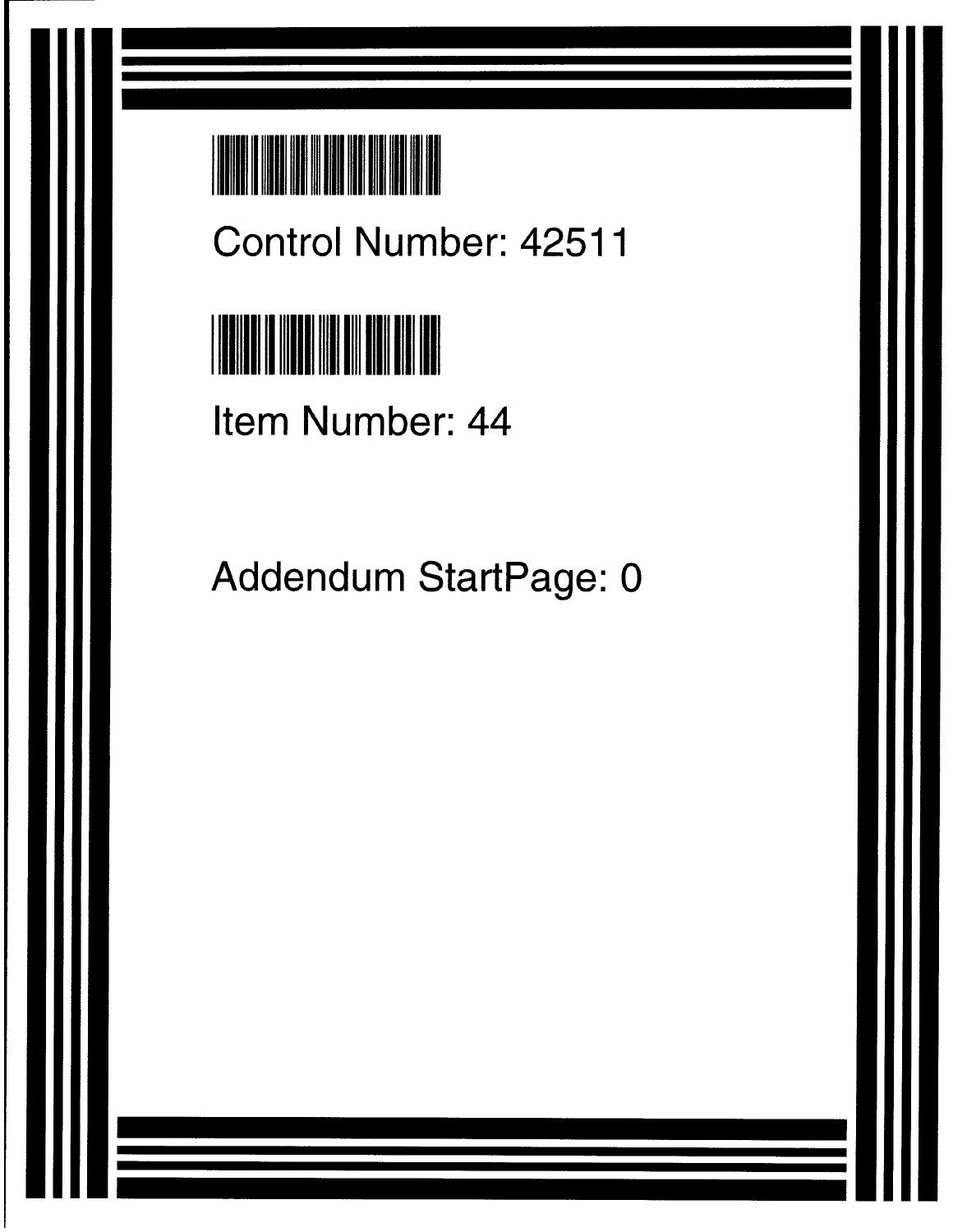Control Number: 42511

Item Number: 44

Addendum StartPage: 0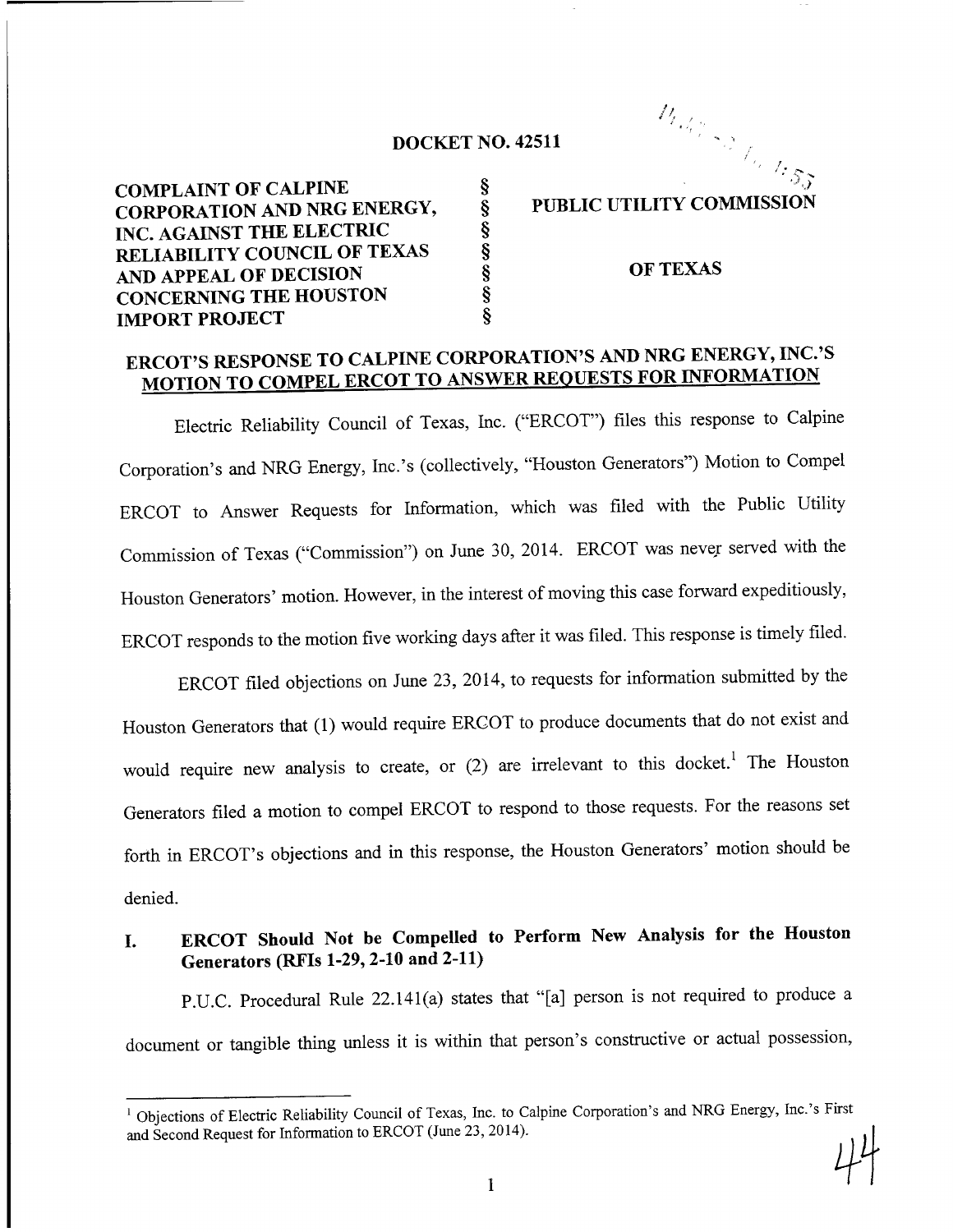**DOCKET NO. 42511**

| | | |
|---|---|---|
| **COMPLAINT OF CALPINE CORPORATION AND NRG ENERGY, INC. AGAINST THE ELECTRIC RELIABILITY COUNCIL OF TEXAS AND APPEAL OF DECISION CONCERNING THE HOUSTON IMPORT PROJECT** | §<br>§<br>§<br>§<br>§<br>§<br>§ | **PUBLIC UTILITY COMMISSION**<br><br>**OF TEXAS** |

## ERCOT'S RESPONSE TO CALPINE CORPORATION'S AND NRG ENERGY, INC.'S MOTION TO COMPEL ERCOT TO ANSWER REQUESTS FOR INFORMATION

Electric Reliability Council of Texas, Inc. ("ERCOT") files this response to Calpine Corporation's and NRG Energy, Inc.'s (collectively, "Houston Generators") Motion to Compel ERCOT to Answer Requests for Information, which was filed with the Public Utility Commission of Texas ("Commission") on June 30, 2014. ERCOT was never served with the Houston Generators' motion. However, in the interest of moving this case forward expeditiously, ERCOT responds to the motion five working days after it was filed. This response is timely filed.

ERCOT filed objections on June 23, 2014, to requests for information submitted by the Houston Generators that (1) would require ERCOT to produce documents that do not exist and would require new analysis to create, or (2) are irrelevant to this docket.[1] The Houston Generators filed a motion to compel ERCOT to respond to those requests. For the reasons set forth in ERCOT's objections and in this response, the Houston Generators' motion should be denied.

### I. ERCOT Should Not be Compelled to Perform New Analysis for the Houston Generators (RFIs 1-29, 2-10 and 2-11)

P.U.C. Procedural Rule 22.141(a) states that "[a] person is not required to produce a document or tangible thing unless it is within that person's constructive or actual possession,

[1] Objections of Electric Reliability Council of Texas, Inc. to Calpine Corporation's and NRG Energy, Inc.'s First and Second Request for Information to ERCOT (June 23, 2014).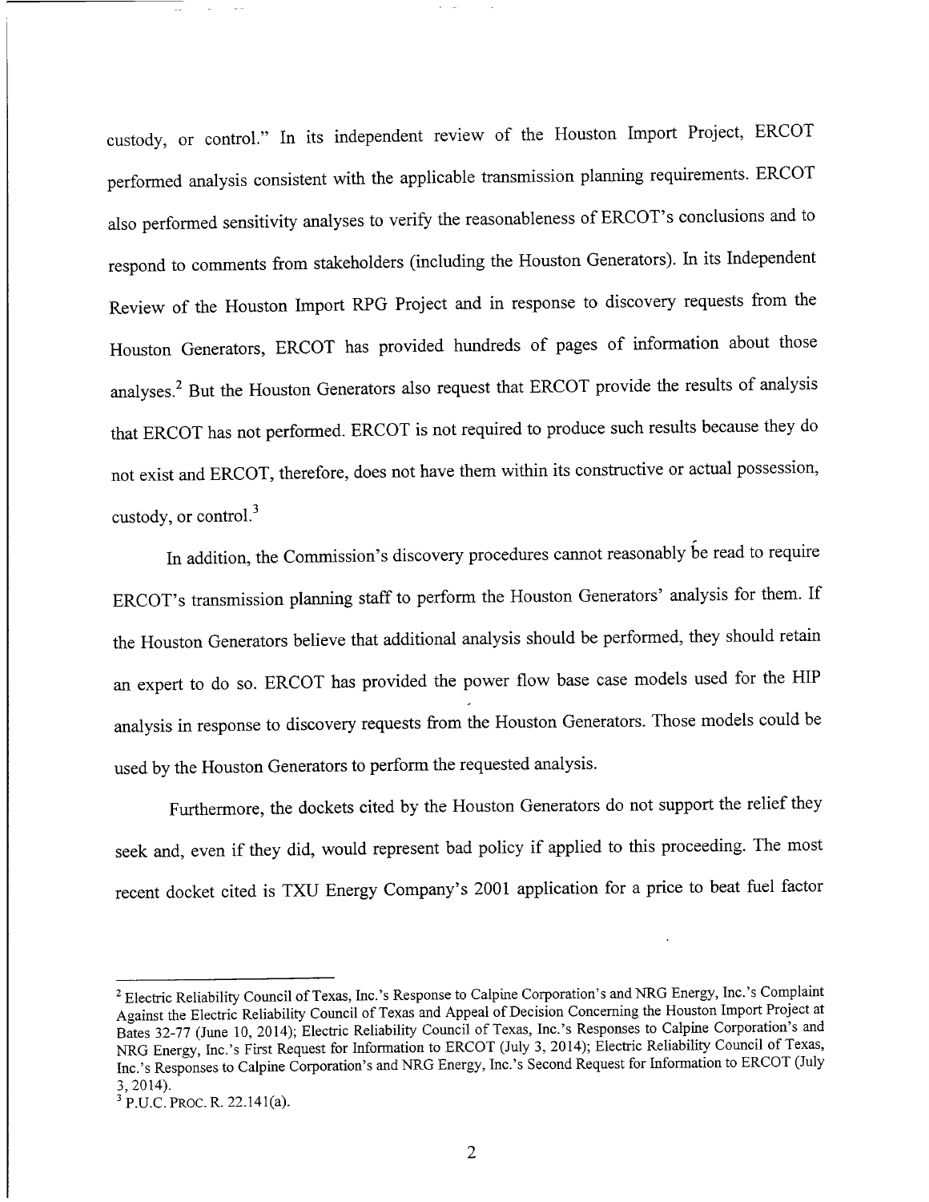custody, or control." In its independent review of the Houston Import Project, ERCOT performed analysis consistent with the applicable transmission planning requirements. ERCOT also performed sensitivity analyses to verify the reasonableness of ERCOT's conclusions and to respond to comments from stakeholders (including the Houston Generators). In its Independent Review of the Houston Import RPG Project and in response to discovery requests from the Houston Generators, ERCOT has provided hundreds of pages of information about those analyses.[2] But the Houston Generators also request that ERCOT provide the results of analysis that ERCOT has not performed. ERCOT is not required to produce such results because they do not exist and ERCOT, therefore, does not have them within its constructive or actual possession, custody, or control.[3]

In addition, the Commission's discovery procedures cannot reasonably be read to require ERCOT's transmission planning staff to perform the Houston Generators' analysis for them. If the Houston Generators believe that additional analysis should be performed, they should retain an expert to do so. ERCOT has provided the power flow base case models used for the HIP analysis in response to discovery requests from the Houston Generators. Those models could be used by the Houston Generators to perform the requested analysis.

Furthermore, the dockets cited by the Houston Generators do not support the relief they seek and, even if they did, would represent bad policy if applied to this proceeding. The most recent docket cited is TXU Energy Company's 2001 application for a price to beat fuel factor

---

[2] Electric Reliability Council of Texas, Inc.'s Response to Calpine Corporation's and NRG Energy, Inc.'s Complaint Against the Electric Reliability Council of Texas and Appeal of Decision Concerning the Houston Import Project at Bates 32-77 (June 10, 2014); Electric Reliability Council of Texas, Inc.'s Responses to Calpine Corporation's and NRG Energy, Inc.'s First Request for Information to ERCOT (July 3, 2014); Electric Reliability Council of Texas, Inc.'s Responses to Calpine Corporation's and NRG Energy, Inc.'s Second Request for Information to ERCOT (July 3, 2014).

[3] P.U.C. PROC. R. 22.141(a).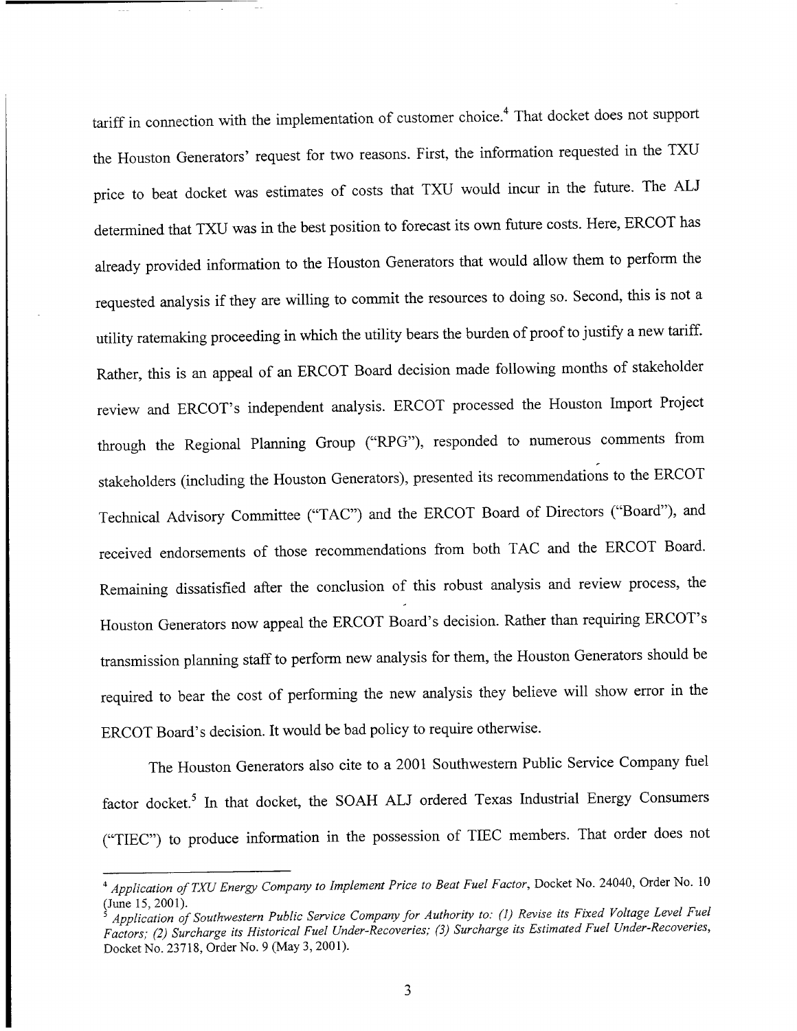tariff in connection with the implementation of customer choice.[4] That docket does not support the Houston Generators' request for two reasons. First, the information requested in the TXU price to beat docket was estimates of costs that TXU would incur in the future. The ALJ determined that TXU was in the best position to forecast its own future costs. Here, ERCOT has already provided information to the Houston Generators that would allow them to perform the requested analysis if they are willing to commit the resources to doing so. Second, this is not a utility ratemaking proceeding in which the utility bears the burden of proof to justify a new tariff. Rather, this is an appeal of an ERCOT Board decision made following months of stakeholder review and ERCOT's independent analysis. ERCOT processed the Houston Import Project through the Regional Planning Group ("RPG"), responded to numerous comments from stakeholders (including the Houston Generators), presented its recommendations to the ERCOT Technical Advisory Committee ("TAC") and the ERCOT Board of Directors ("Board"), and received endorsements of those recommendations from both TAC and the ERCOT Board. Remaining dissatisfied after the conclusion of this robust analysis and review process, the Houston Generators now appeal the ERCOT Board's decision. Rather than requiring ERCOT's transmission planning staff to perform new analysis for them, the Houston Generators should be required to bear the cost of performing the new analysis they believe will show error in the ERCOT Board's decision. It would be bad policy to require otherwise.

The Houston Generators also cite to a 2001 Southwestern Public Service Company fuel factor docket.[5] In that docket, the SOAH ALJ ordered Texas Industrial Energy Consumers ("TIEC") to produce information in the possession of TIEC members. That order does not

---

[4] *Application of TXU Energy Company to Implement Price to Beat Fuel Factor*, Docket No. 24040, Order No. 10 (June 15, 2001).

[5] *Application of Southwestern Public Service Company for Authority to: (1) Revise its Fixed Voltage Level Fuel Factors; (2) Surcharge its Historical Fuel Under-Recoveries; (3) Surcharge its Estimated Fuel Under-Recoveries*, Docket No. 23718, Order No. 9 (May 3, 2001).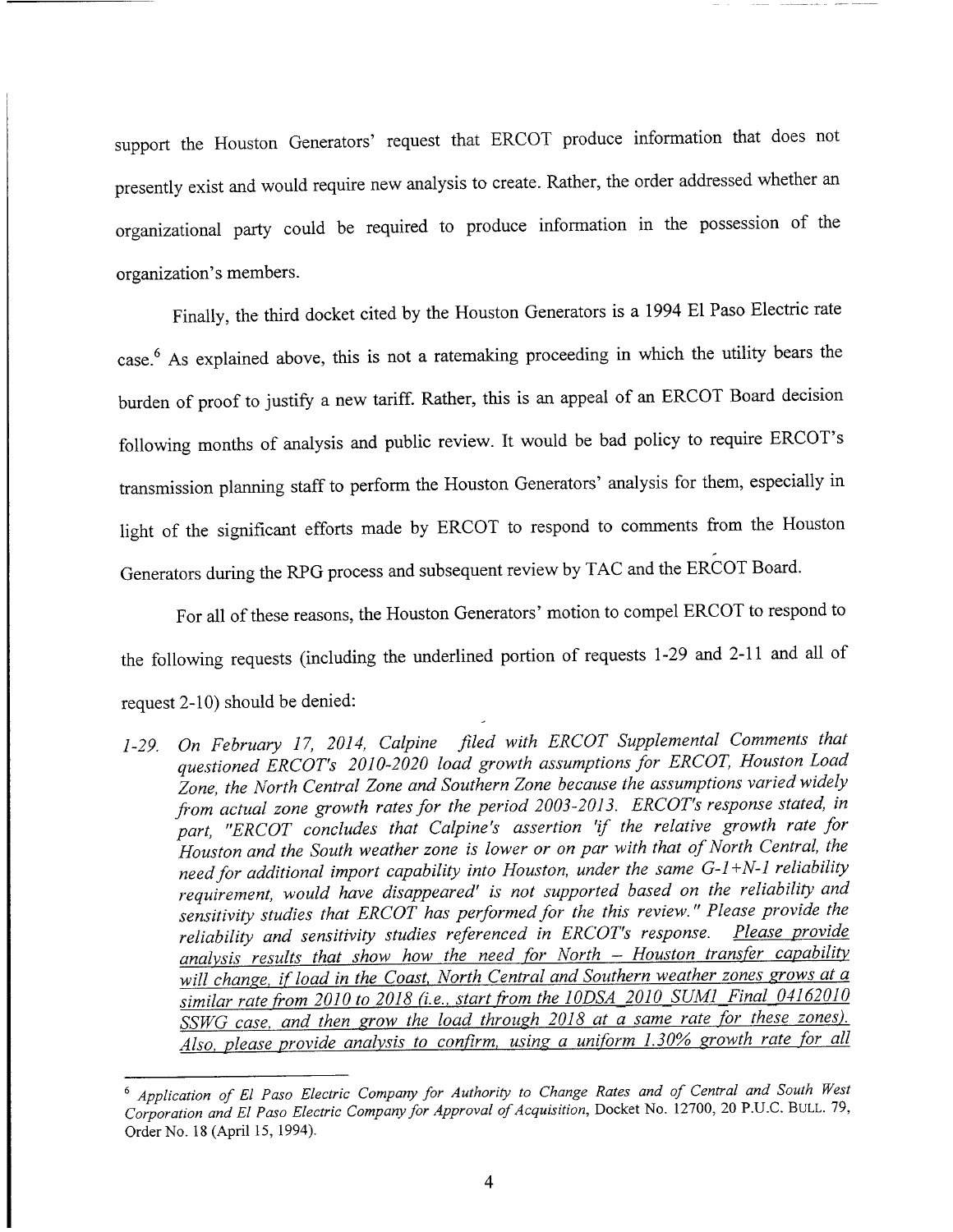support the Houston Generators' request that ERCOT produce information that does not presently exist and would require new analysis to create. Rather, the order addressed whether an organizational party could be required to produce information in the possession of the organization's members.

Finally, the third docket cited by the Houston Generators is a 1994 El Paso Electric rate case.[6] As explained above, this is not a ratemaking proceeding in which the utility bears the burden of proof to justify a new tariff. Rather, this is an appeal of an ERCOT Board decision following months of analysis and public review. It would be bad policy to require ERCOT's transmission planning staff to perform the Houston Generators' analysis for them, especially in light of the significant efforts made by ERCOT to respond to comments from the Houston Generators during the RPG process and subsequent review by TAC and the ERCOT Board.

For all of these reasons, the Houston Generators' motion to compel ERCOT to respond to the following requests (including the underlined portion of requests 1-29 and 2-11 and all of request 2-10) should be denied:

*1-29. On February 17, 2014, Calpine filed with ERCOT Supplemental Comments that questioned ERCOT's 2010-2020 load growth assumptions for ERCOT, Houston Load Zone, the North Central Zone and Southern Zone because the assumptions varied widely from actual zone growth rates for the period 2003-2013. ERCOT's response stated, in part, "ERCOT concludes that Calpine's assertion 'if the relative growth rate for Houston and the South weather zone is lower or on par with that of North Central, the need for additional import capability into Houston, under the same G-1+N-1 reliability requirement, would have disappeared' is not supported based on the reliability and sensitivity studies that ERCOT has performed for the this review." Please provide the reliability and sensitivity studies referenced in ERCOT's response. <u>Please provide analysis results that show how the need for North – Houston transfer capability will change, if load in the Coast, North Central and Southern weather zones grows at a similar rate from 2010 to 2018 (i.e., start from the 10DSA_2010_SUM1_Final_04162010 SSWG case, and then grow the load through 2018 at a same rate for these zones). Also, please provide analysis to confirm, using a uniform 1.30% growth rate for all</u>*

---

[6] *Application of El Paso Electric Company for Authority to Change Rates and of Central and South West Corporation and El Paso Electric Company for Approval of Acquisition*, Docket No. 12700, 20 P.U.C. BULL. 79, Order No. 18 (April 15, 1994).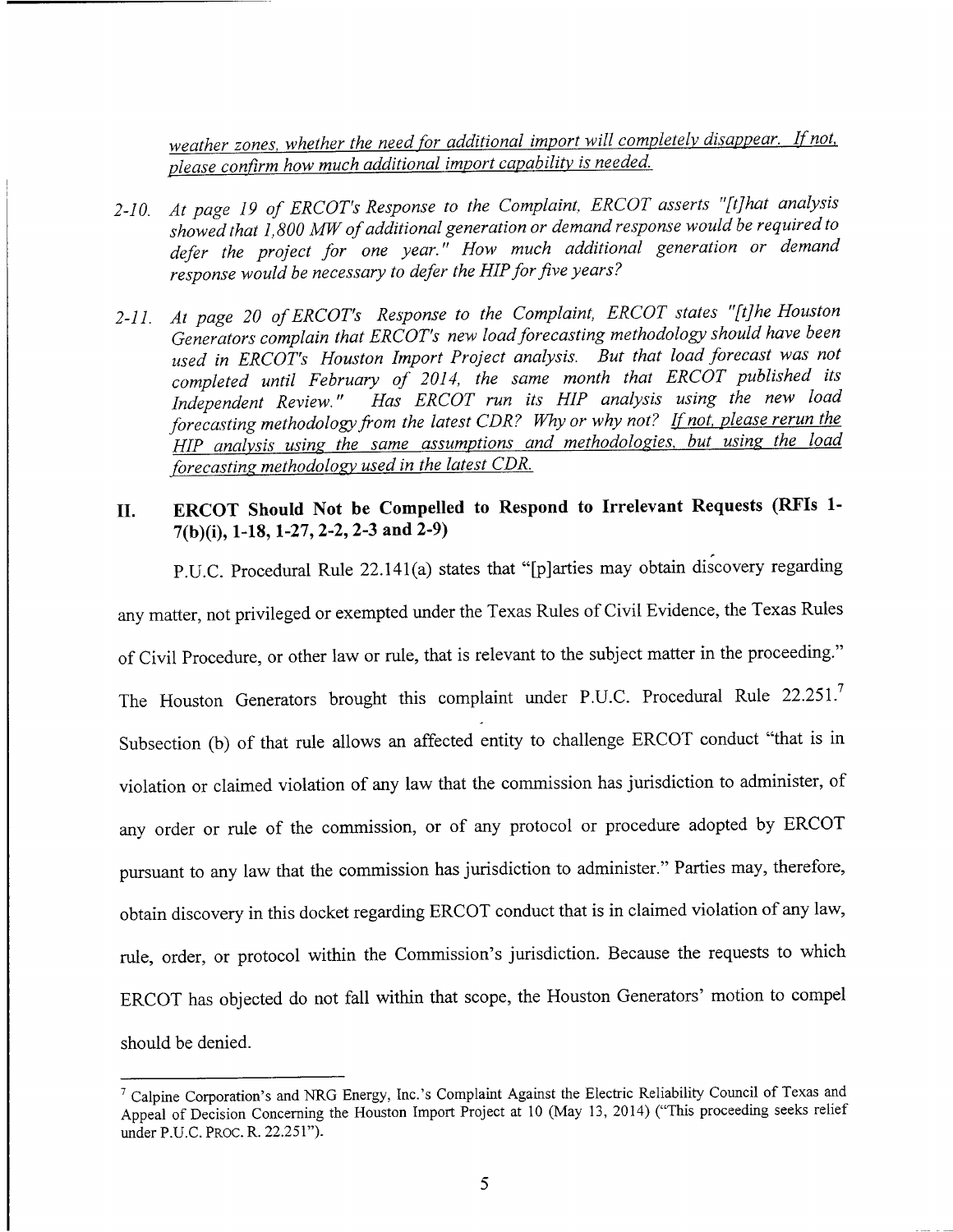*<u>weather zones, whether the need for additional import will completely disappear. If not, please confirm how much additional import capability is needed.</u>*

2-10. *At page 19 of ERCOT's Response to the Complaint, ERCOT asserts "[t]hat analysis showed that 1,800 MW of additional generation or demand response would be required to defer the project for one year." How much additional generation or demand response would be necessary to defer the HIP for five years?*

2-11. *At page 20 of ERCOT's Response to the Complaint, ERCOT states "[t]he Houston Generators complain that ERCOT's new load forecasting methodology should have been used in ERCOT's Houston Import Project analysis. But that load forecast was not completed until February of 2014, the same month that ERCOT published its Independent Review." Has ERCOT run its HIP analysis using the new load forecasting methodology from the latest CDR? Why or why not? <u>If not, please rerun the HIP analysis using the same assumptions and methodologies, but using the load forecasting methodology used in the latest CDR.</u>*

## II. ERCOT Should Not be Compelled to Respond to Irrelevant Requests (RFIs 1-7(b)(i), 1-18, 1-27, 2-2, 2-3 and 2-9)

P.U.C. Procedural Rule 22.141(a) states that "[p]arties may obtain discovery regarding any matter, not privileged or exempted under the Texas Rules of Civil Evidence, the Texas Rules of Civil Procedure, or other law or rule, that is relevant to the subject matter in the proceeding." The Houston Generators brought this complaint under P.U.C. Procedural Rule 22.251.[7] Subsection (b) of that rule allows an affected entity to challenge ERCOT conduct "that is in violation or claimed violation of any law that the commission has jurisdiction to administer, of any order or rule of the commission, or of any protocol or procedure adopted by ERCOT pursuant to any law that the commission has jurisdiction to administer." Parties may, therefore, obtain discovery in this docket regarding ERCOT conduct that is in claimed violation of any law, rule, order, or protocol within the Commission's jurisdiction. Because the requests to which ERCOT has objected do not fall within that scope, the Houston Generators' motion to compel should be denied.

---

[7] Calpine Corporation's and NRG Energy, Inc.'s Complaint Against the Electric Reliability Council of Texas and Appeal of Decision Concerning the Houston Import Project at 10 (May 13, 2014) ("This proceeding seeks relief under P.U.C. PROC. R. 22.251").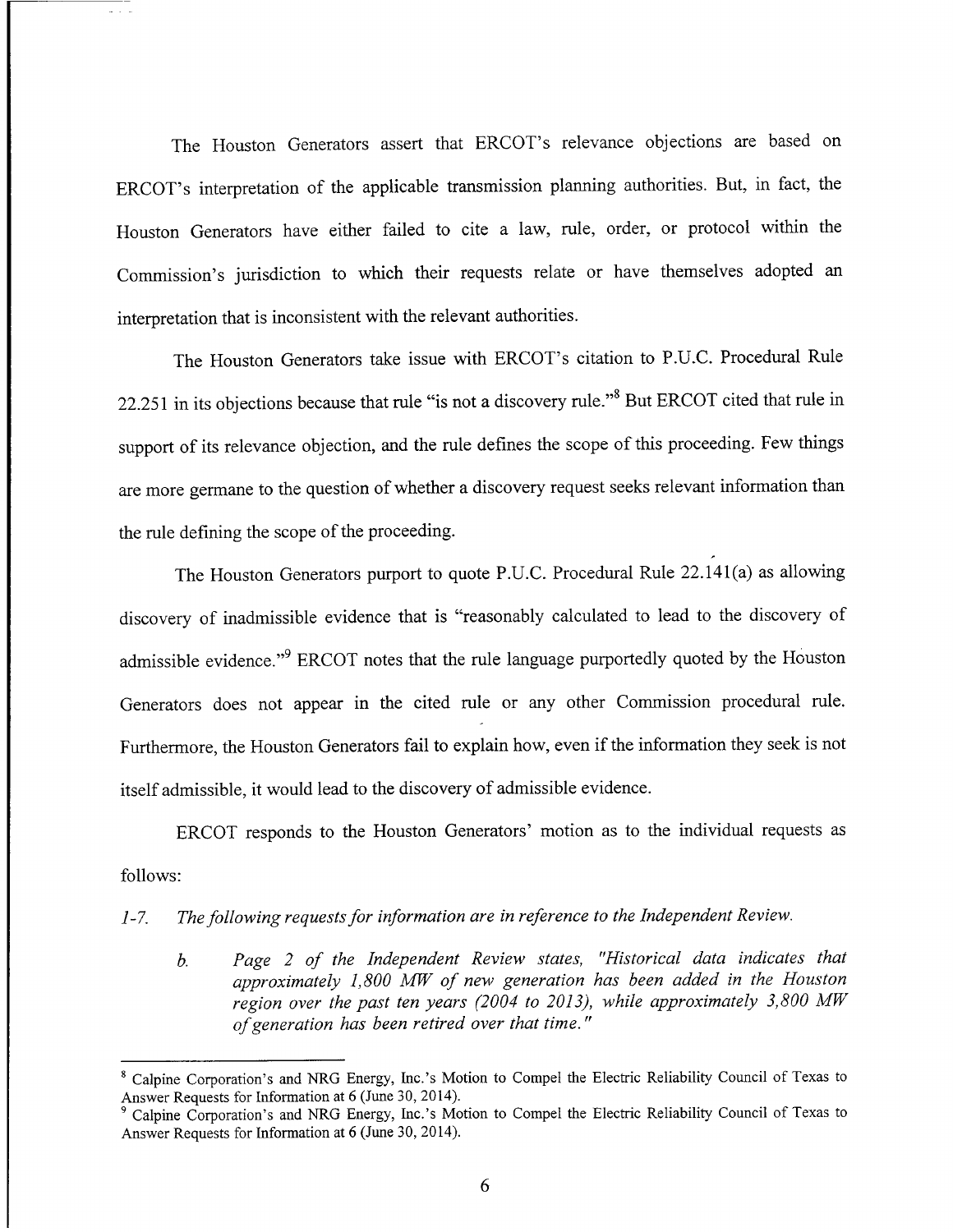The Houston Generators assert that ERCOT's relevance objections are based on ERCOT's interpretation of the applicable transmission planning authorities. But, in fact, the Houston Generators have either failed to cite a law, rule, order, or protocol within the Commission's jurisdiction to which their requests relate or have themselves adopted an interpretation that is inconsistent with the relevant authorities.

The Houston Generators take issue with ERCOT's citation to P.U.C. Procedural Rule 22.251 in its objections because that rule "is not a discovery rule."[8] But ERCOT cited that rule in support of its relevance objection, and the rule defines the scope of this proceeding. Few things are more germane to the question of whether a discovery request seeks relevant information than the rule defining the scope of the proceeding.

The Houston Generators purport to quote P.U.C. Procedural Rule 22.141(a) as allowing discovery of inadmissible evidence that is "reasonably calculated to lead to the discovery of admissible evidence."[9] ERCOT notes that the rule language purportedly quoted by the Houston Generators does not appear in the cited rule or any other Commission procedural rule. Furthermore, the Houston Generators fail to explain how, even if the information they seek is not itself admissible, it would lead to the discovery of admissible evidence.

ERCOT responds to the Houston Generators' motion as to the individual requests as follows:

*1-7. The following requests for information are in reference to the Independent Review.*

> *b. Page 2 of the Independent Review states, "Historical data indicates that approximately 1,800 MW of new generation has been added in the Houston region over the past ten years (2004 to 2013), while approximately 3,800 MW of generation has been retired over that time."*

---

[8] Calpine Corporation's and NRG Energy, Inc.'s Motion to Compel the Electric Reliability Council of Texas to Answer Requests for Information at 6 (June 30, 2014).

[9] Calpine Corporation's and NRG Energy, Inc.'s Motion to Compel the Electric Reliability Council of Texas to Answer Requests for Information at 6 (June 30, 2014).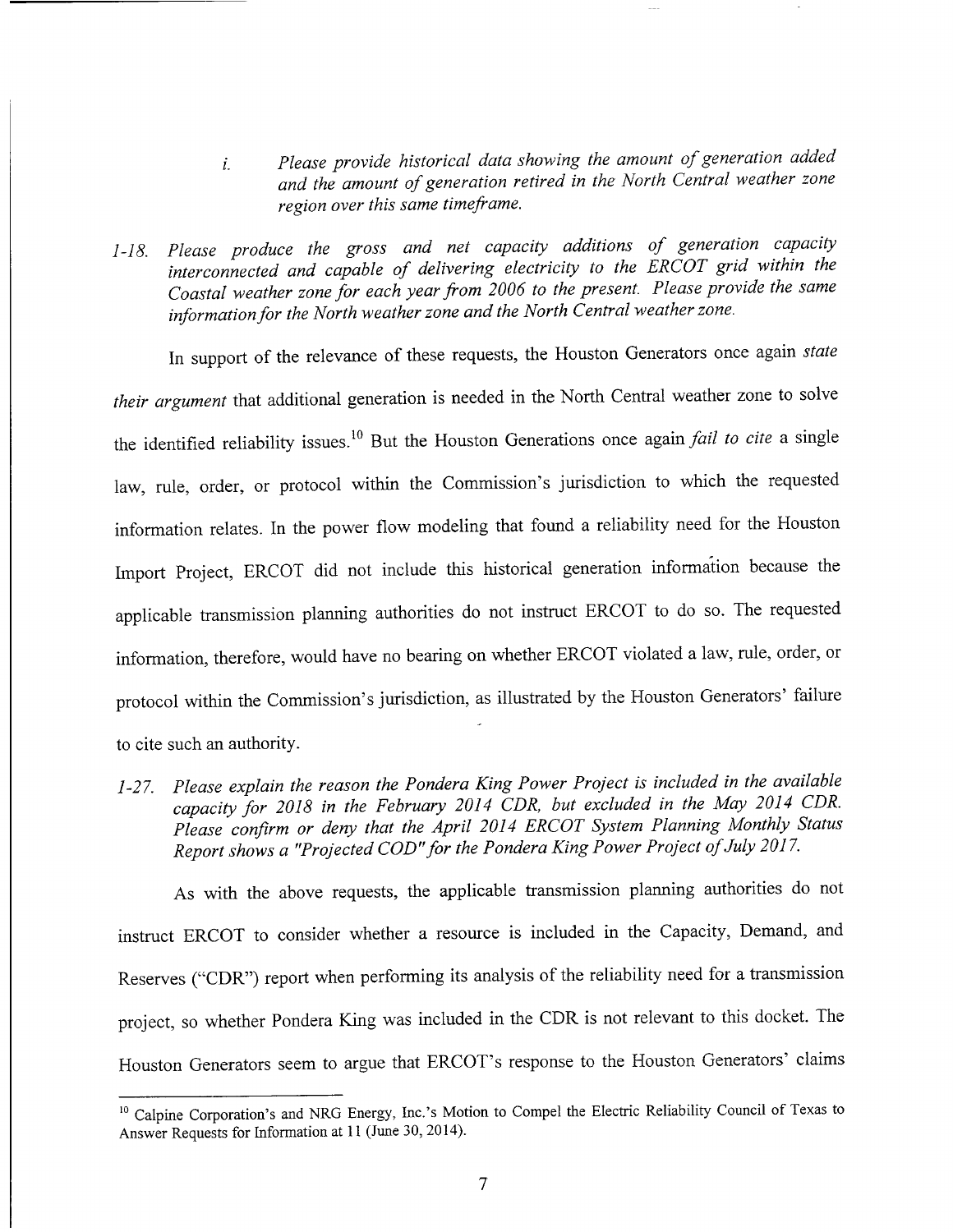> i. *Please provide historical data showing the amount of generation added and the amount of generation retired in the North Central weather zone region over this same timeframe.*

*1-18. Please produce the gross and net capacity additions of generation capacity interconnected and capable of delivering electricity to the ERCOT grid within the Coastal weather zone for each year from 2006 to the present. Please provide the same information for the North weather zone and the North Central weather zone.*

In support of the relevance of these requests, the Houston Generators once again *state their argument* that additional generation is needed in the North Central weather zone to solve the identified reliability issues.[10] But the Houston Generations once again *fail to cite* a single law, rule, order, or protocol within the Commission's jurisdiction to which the requested information relates. In the power flow modeling that found a reliability need for the Houston Import Project, ERCOT did not include this historical generation information because the applicable transmission planning authorities do not instruct ERCOT to do so. The requested information, therefore, would have no bearing on whether ERCOT violated a law, rule, order, or protocol within the Commission's jurisdiction, as illustrated by the Houston Generators' failure to cite such an authority.

*1-27. Please explain the reason the Pondera King Power Project is included in the available capacity for 2018 in the February 2014 CDR, but excluded in the May 2014 CDR. Please confirm or deny that the April 2014 ERCOT System Planning Monthly Status Report shows a "Projected COD" for the Pondera King Power Project of July 2017.*

As with the above requests, the applicable transmission planning authorities do not instruct ERCOT to consider whether a resource is included in the Capacity, Demand, and Reserves ("CDR") report when performing its analysis of the reliability need for a transmission project, so whether Pondera King was included in the CDR is not relevant to this docket. The Houston Generators seem to argue that ERCOT's response to the Houston Generators' claims

---

[10] Calpine Corporation's and NRG Energy, Inc.'s Motion to Compel the Electric Reliability Council of Texas to Answer Requests for Information at 11 (June 30, 2014).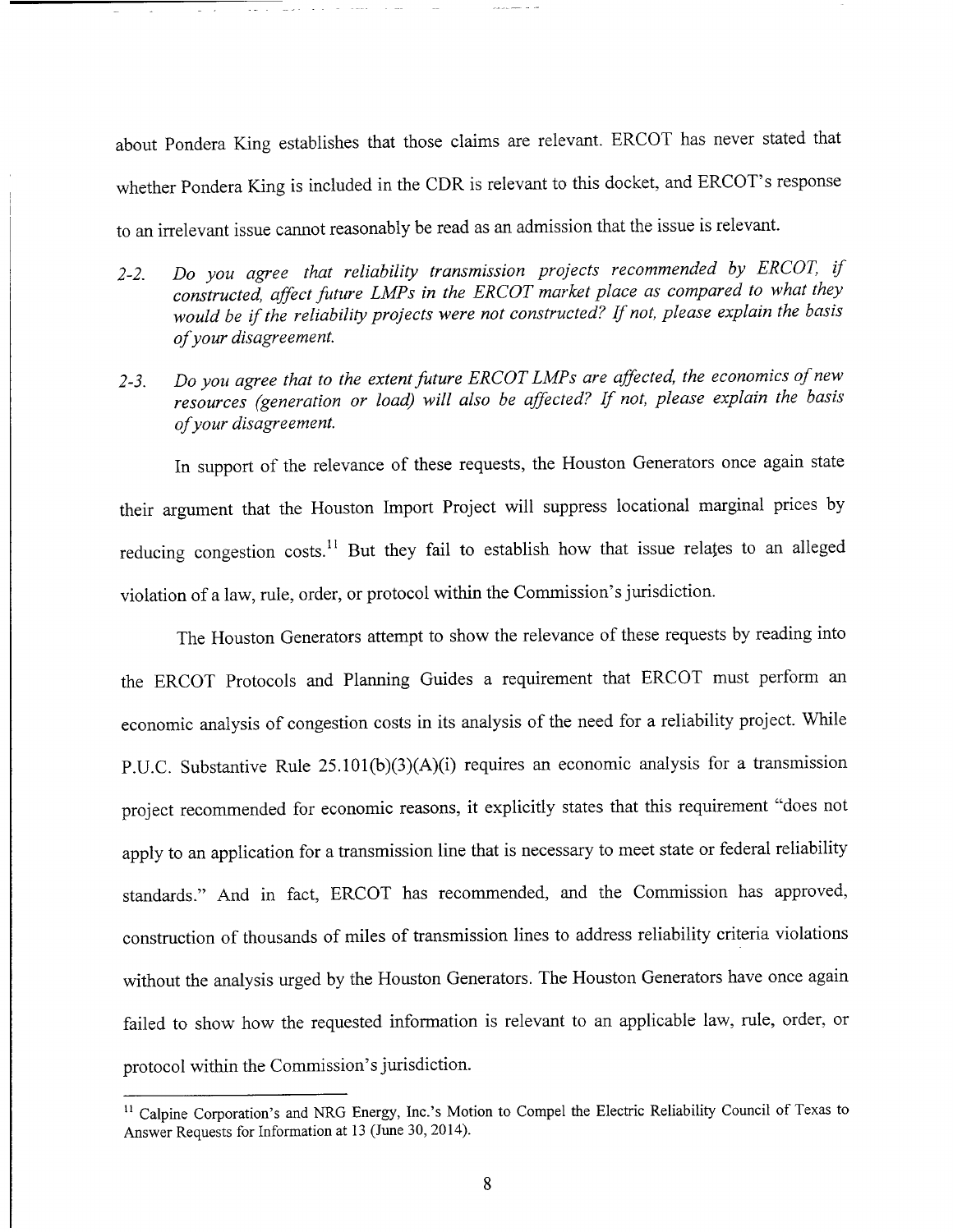about Pondera King establishes that those claims are relevant. ERCOT has never stated that whether Pondera King is included in the CDR is relevant to this docket, and ERCOT's response to an irrelevant issue cannot reasonably be read as an admission that the issue is relevant.

2-2. *Do you agree that reliability transmission projects recommended by ERCOT, if constructed, affect future LMPs in the ERCOT market place as compared to what they would be if the reliability projects were not constructed? If not, please explain the basis of your disagreement.*

2-3. *Do you agree that to the extent future ERCOT LMPs are affected, the economics of new resources (generation or load) will also be affected? If not, please explain the basis of your disagreement.*

In support of the relevance of these requests, the Houston Generators once again state their argument that the Houston Import Project will suppress locational marginal prices by reducing congestion costs.[11] But they fail to establish how that issue relates to an alleged violation of a law, rule, order, or protocol within the Commission's jurisdiction.

The Houston Generators attempt to show the relevance of these requests by reading into the ERCOT Protocols and Planning Guides a requirement that ERCOT must perform an economic analysis of congestion costs in its analysis of the need for a reliability project. While P.U.C. Substantive Rule 25.101(b)(3)(A)(i) requires an economic analysis for a transmission project recommended for economic reasons, it explicitly states that this requirement "does not apply to an application for a transmission line that is necessary to meet state or federal reliability standards." And in fact, ERCOT has recommended, and the Commission has approved, construction of thousands of miles of transmission lines to address reliability criteria violations without the analysis urged by the Houston Generators. The Houston Generators have once again failed to show how the requested information is relevant to an applicable law, rule, order, or protocol within the Commission's jurisdiction.

---

[11] Calpine Corporation's and NRG Energy, Inc.'s Motion to Compel the Electric Reliability Council of Texas to Answer Requests for Information at 13 (June 30, 2014).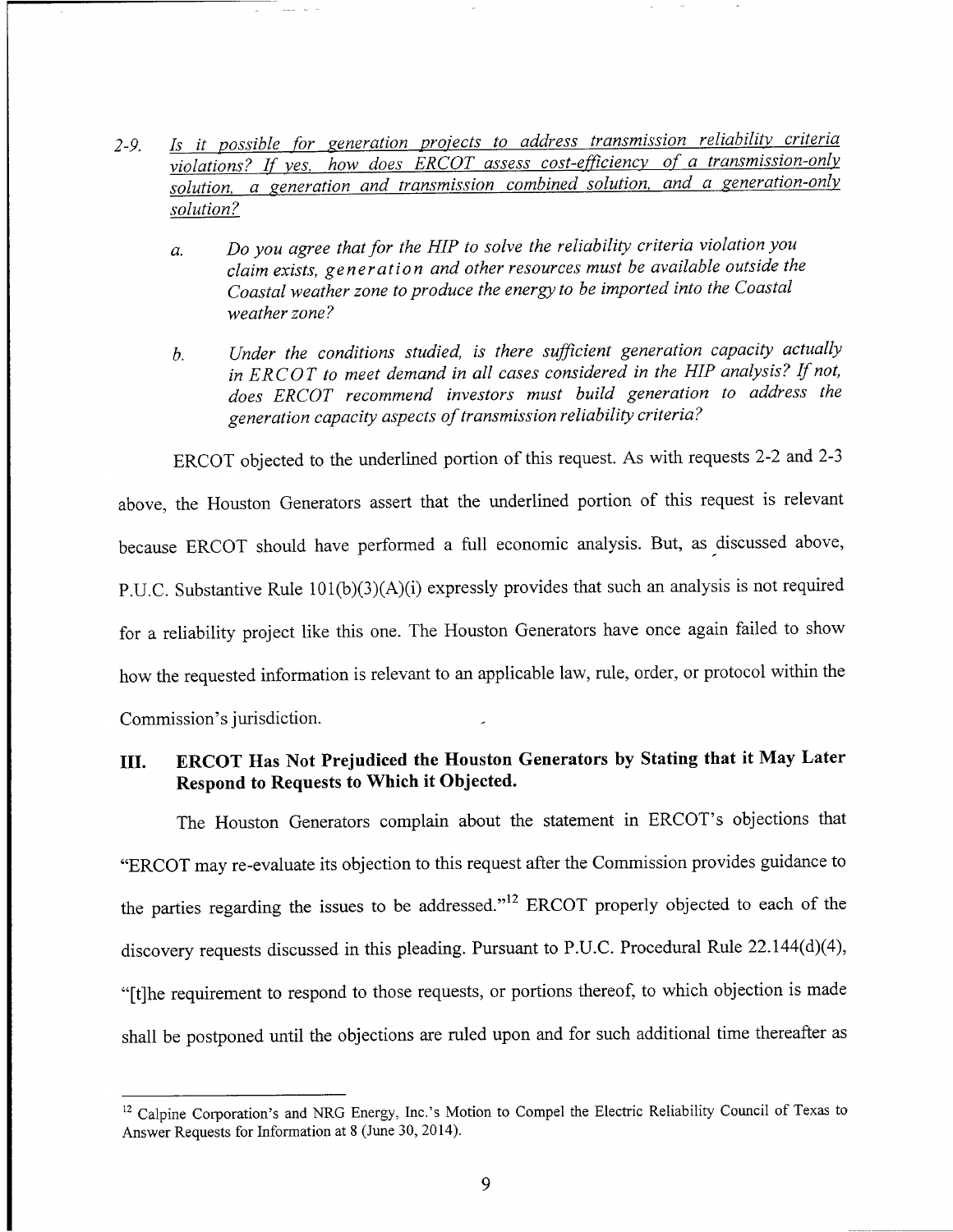2-9. *<u>Is it possible for generation projects to address transmission reliability criteria violations? If yes, how does ERCOT assess cost-efficiency of a transmission-only solution, a generation and transmission combined solution, and a generation-only solution?</u>*

   a. *Do you agree that for the HIP to solve the reliability criteria violation you claim exists, generation and other resources must be available outside the Coastal weather zone to produce the energy to be imported into the Coastal weather zone?*

   b. *Under the conditions studied, is there sufficient generation capacity actually in ERCOT to meet demand in all cases considered in the HIP analysis? If not, does ERCOT recommend investors must build generation to address the generation capacity aspects of transmission reliability criteria?*

ERCOT objected to the underlined portion of this request. As with requests 2-2 and 2-3 above, the Houston Generators assert that the underlined portion of this request is relevant because ERCOT should have performed a full economic analysis. But, as discussed above, P.U.C. Substantive Rule 101(b)(3)(A)(i) expressly provides that such an analysis is not required for a reliability project like this one. The Houston Generators have once again failed to show how the requested information is relevant to an applicable law, rule, order, or protocol within the Commission's jurisdiction.

## III. ERCOT Has Not Prejudiced the Houston Generators by Stating that it May Later Respond to Requests to Which it Objected.

The Houston Generators complain about the statement in ERCOT's objections that "ERCOT may re-evaluate its objection to this request after the Commission provides guidance to the parties regarding the issues to be addressed."[12] ERCOT properly objected to each of the discovery requests discussed in this pleading. Pursuant to P.U.C. Procedural Rule 22.144(d)(4), "[t]he requirement to respond to those requests, or portions thereof, to which objection is made shall be postponed until the objections are ruled upon and for such additional time thereafter as

---

[12] Calpine Corporation's and NRG Energy, Inc.'s Motion to Compel the Electric Reliability Council of Texas to Answer Requests for Information at 8 (June 30, 2014).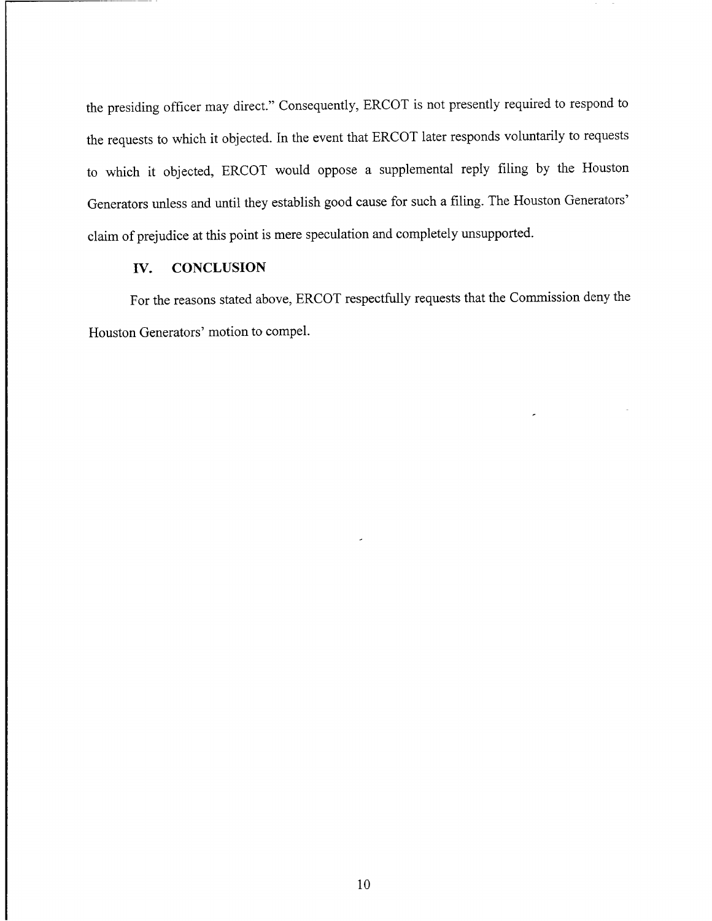the presiding officer may direct." Consequently, ERCOT is not presently required to respond to the requests to which it objected. In the event that ERCOT later responds voluntarily to requests to which it objected, ERCOT would oppose a supplemental reply filing by the Houston Generators unless and until they establish good cause for such a filing. The Houston Generators' claim of prejudice at this point is mere speculation and completely unsupported.

## IV. CONCLUSION

For the reasons stated above, ERCOT respectfully requests that the Commission deny the Houston Generators' motion to compel.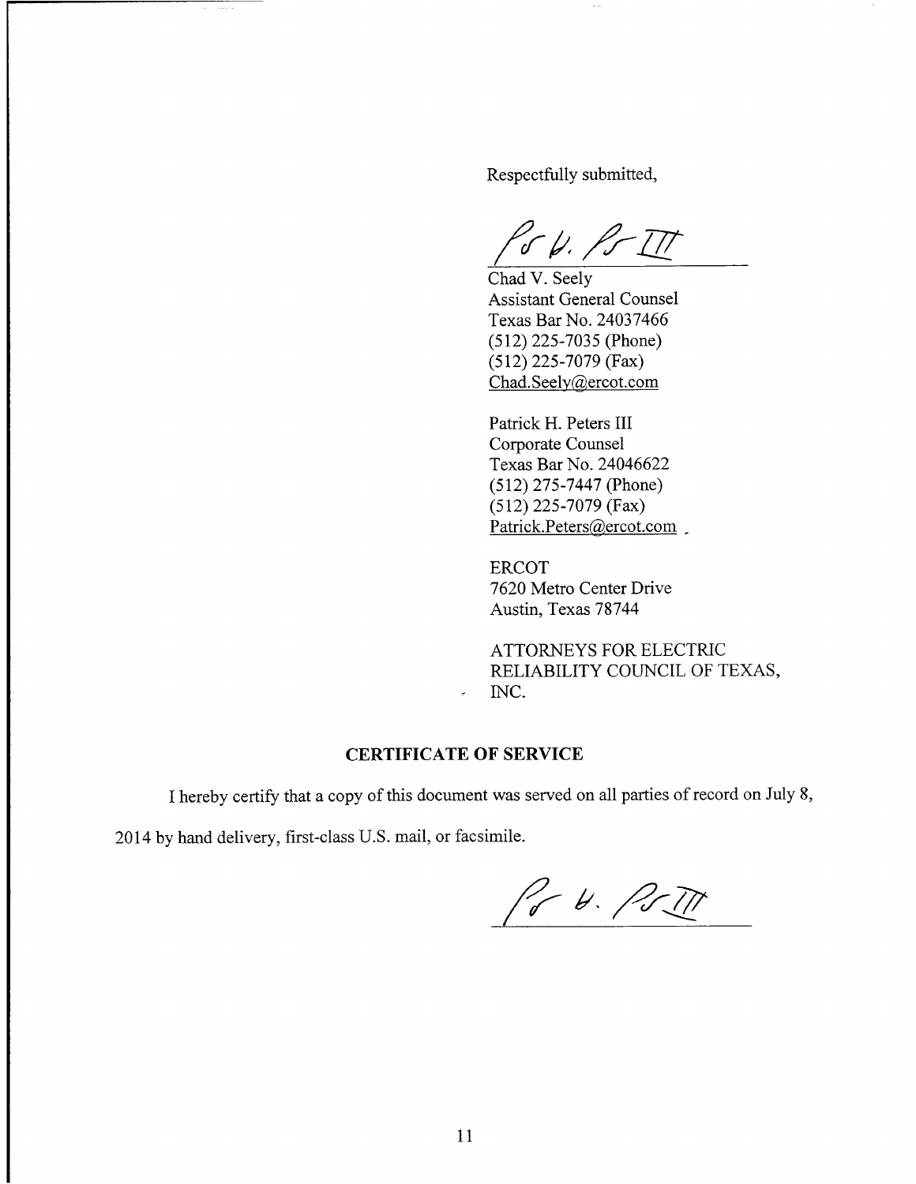Respectfully submitted,

Chad V. Seely
Assistant General Counsel
Texas Bar No. 24037466
(512) 225-7035 (Phone)
(512) 225-7079 (Fax)
Chad.Seely@ercot.com

Patrick H. Peters III
Corporate Counsel
Texas Bar No. 24046622
(512) 275-7447 (Phone)
(512) 225-7079 (Fax)
Patrick.Peters@ercot.com

ERCOT
7620 Metro Center Drive
Austin, Texas 78744

ATTORNEYS FOR ELECTRIC RELIABILITY COUNCIL OF TEXAS, INC.

## CERTIFICATE OF SERVICE

I hereby certify that a copy of this document was served on all parties of record on July 8, 2014 by hand delivery, first-class U.S. mail, or facsimile.